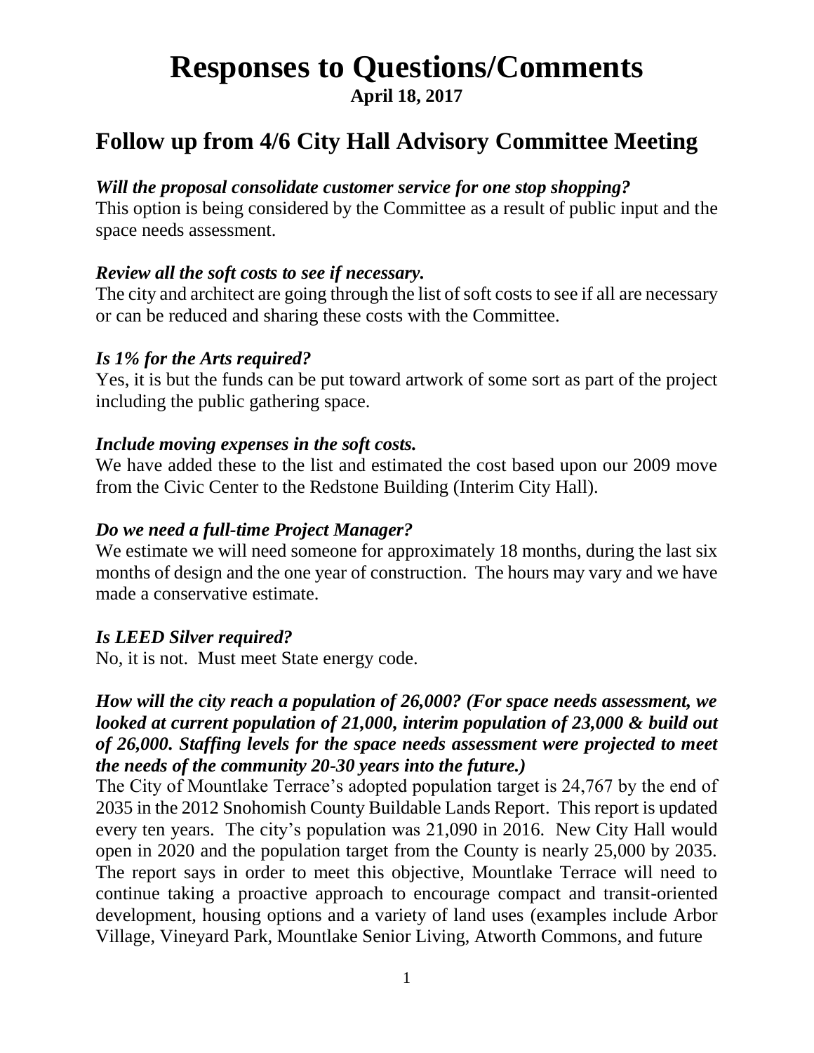# Responses to Questions/Comments

**April 18, 2017**

## Follow up from 4/6 City Hall Advisory Committee Meeting

***Will the proposal consolidate customer service for one stop shopping?***

This option is being considered by the Committee as a result of public input and the space needs assessment.

***Review all the soft costs to see if necessary.***

The city and architect are going through the list of soft costs to see if all are necessary or can be reduced and sharing these costs with the Committee.

***Is 1% for the Arts required?***

Yes, it is but the funds can be put toward artwork of some sort as part of the project including the public gathering space.

***Include moving expenses in the soft costs.***

We have added these to the list and estimated the cost based upon our 2009 move from the Civic Center to the Redstone Building (Interim City Hall).

***Do we need a full-time Project Manager?***

We estimate we will need someone for approximately 18 months, during the last six months of design and the one year of construction. The hours may vary and we have made a conservative estimate.

***Is LEED Silver required?***

No, it is not. Must meet State energy code.

***How will the city reach a population of 26,000? (For space needs assessment, we looked at current population of 21,000, interim population of 23,000 & build out of 26,000. Staffing levels for the space needs assessment were projected to meet the needs of the community 20-30 years into the future.)***

The City of Mountlake Terrace's adopted population target is 24,767 by the end of 2035 in the 2012 Snohomish County Buildable Lands Report. This report is updated every ten years. The city's population was 21,090 in 2016. New City Hall would open in 2020 and the population target from the County is nearly 25,000 by 2035. The report says in order to meet this objective, Mountlake Terrace will need to continue taking a proactive approach to encourage compact and transit-oriented development, housing options and a variety of land uses (examples include Arbor Village, Vineyard Park, Mountlake Senior Living, Atworth Commons, and future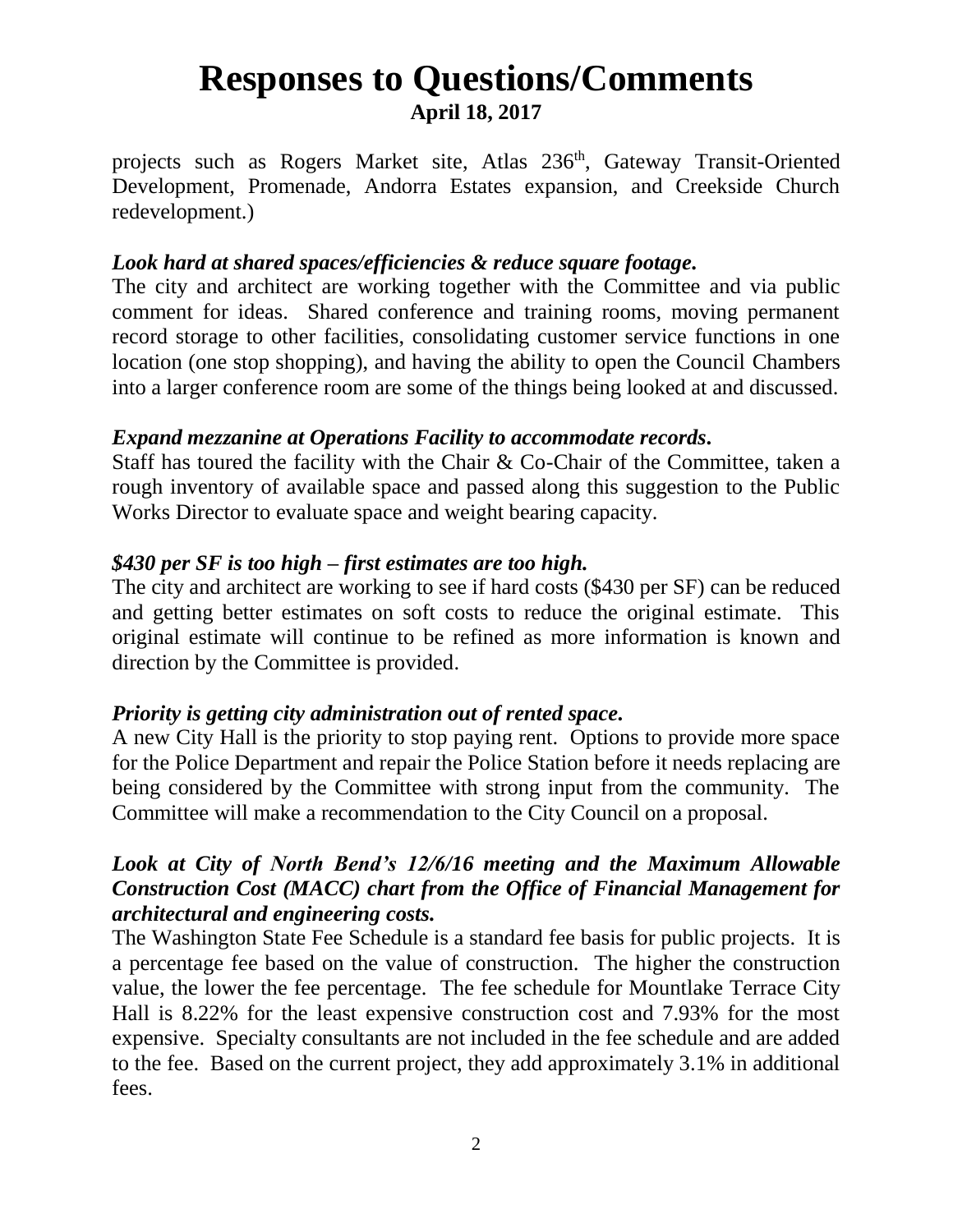# Responses to Questions/Comments

**April 18, 2017**

projects such as Rogers Market site, Atlas 236th, Gateway Transit-Oriented Development, Promenade, Andorra Estates expansion, and Creekside Church redevelopment.)

***Look hard at shared spaces/efficiencies & reduce square footage.***

The city and architect are working together with the Committee and via public comment for ideas. Shared conference and training rooms, moving permanent record storage to other facilities, consolidating customer service functions in one location (one stop shopping), and having the ability to open the Council Chambers into a larger conference room are some of the things being looked at and discussed.

***Expand mezzanine at Operations Facility to accommodate records.***

Staff has toured the facility with the Chair & Co-Chair of the Committee, taken a rough inventory of available space and passed along this suggestion to the Public Works Director to evaluate space and weight bearing capacity.

***$430 per SF is too high – first estimates are too high.***

The city and architect are working to see if hard costs ($430 per SF) can be reduced and getting better estimates on soft costs to reduce the original estimate. This original estimate will continue to be refined as more information is known and direction by the Committee is provided.

***Priority is getting city administration out of rented space.***

A new City Hall is the priority to stop paying rent. Options to provide more space for the Police Department and repair the Police Station before it needs replacing are being considered by the Committee with strong input from the community. The Committee will make a recommendation to the City Council on a proposal.

***Look at City of North Bend's 12/6/16 meeting and the Maximum Allowable Construction Cost (MACC) chart from the Office of Financial Management for architectural and engineering costs.***

The Washington State Fee Schedule is a standard fee basis for public projects. It is a percentage fee based on the value of construction. The higher the construction value, the lower the fee percentage. The fee schedule for Mountlake Terrace City Hall is 8.22% for the least expensive construction cost and 7.93% for the most expensive. Specialty consultants are not included in the fee schedule and are added to the fee. Based on the current project, they add approximately 3.1% in additional fees.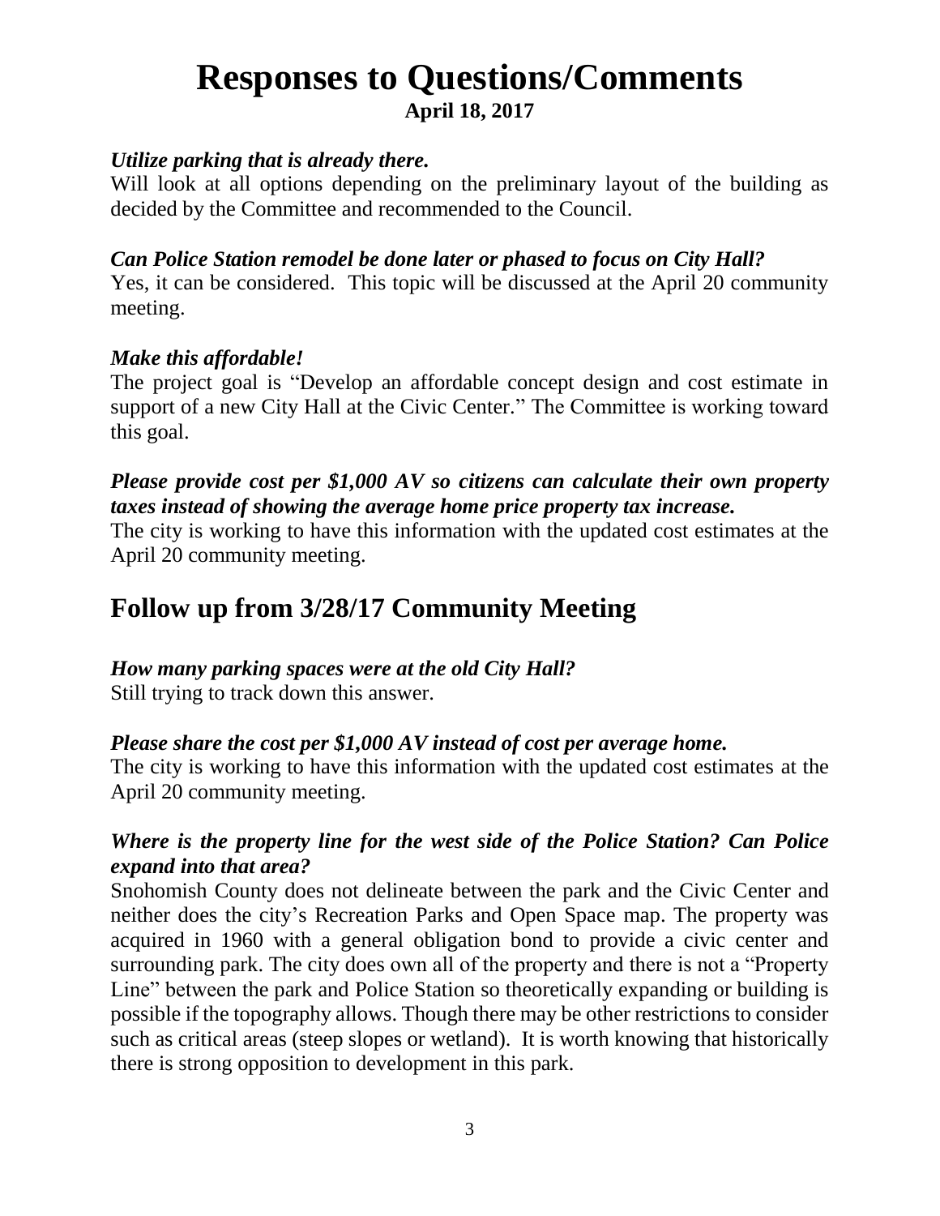# Responses to Questions/Comments

**April 18, 2017**

***Utilize parking that is already there.***

Will look at all options depending on the preliminary layout of the building as decided by the Committee and recommended to the Council.

***Can Police Station remodel be done later or phased to focus on City Hall?***

Yes, it can be considered. This topic will be discussed at the April 20 community meeting.

***Make this affordable!***

The project goal is "Develop an affordable concept design and cost estimate in support of a new City Hall at the Civic Center." The Committee is working toward this goal.

***Please provide cost per $1,000 AV so citizens can calculate their own property taxes instead of showing the average home price property tax increase.***

The city is working to have this information with the updated cost estimates at the April 20 community meeting.

## Follow up from 3/28/17 Community Meeting

***How many parking spaces were at the old City Hall?***

Still trying to track down this answer.

***Please share the cost per $1,000 AV instead of cost per average home.***

The city is working to have this information with the updated cost estimates at the April 20 community meeting.

***Where is the property line for the west side of the Police Station? Can Police expand into that area?***

Snohomish County does not delineate between the park and the Civic Center and neither does the city's Recreation Parks and Open Space map. The property was acquired in 1960 with a general obligation bond to provide a civic center and surrounding park. The city does own all of the property and there is not a "Property Line" between the park and Police Station so theoretically expanding or building is possible if the topography allows. Though there may be other restrictions to consider such as critical areas (steep slopes or wetland). It is worth knowing that historically there is strong opposition to development in this park.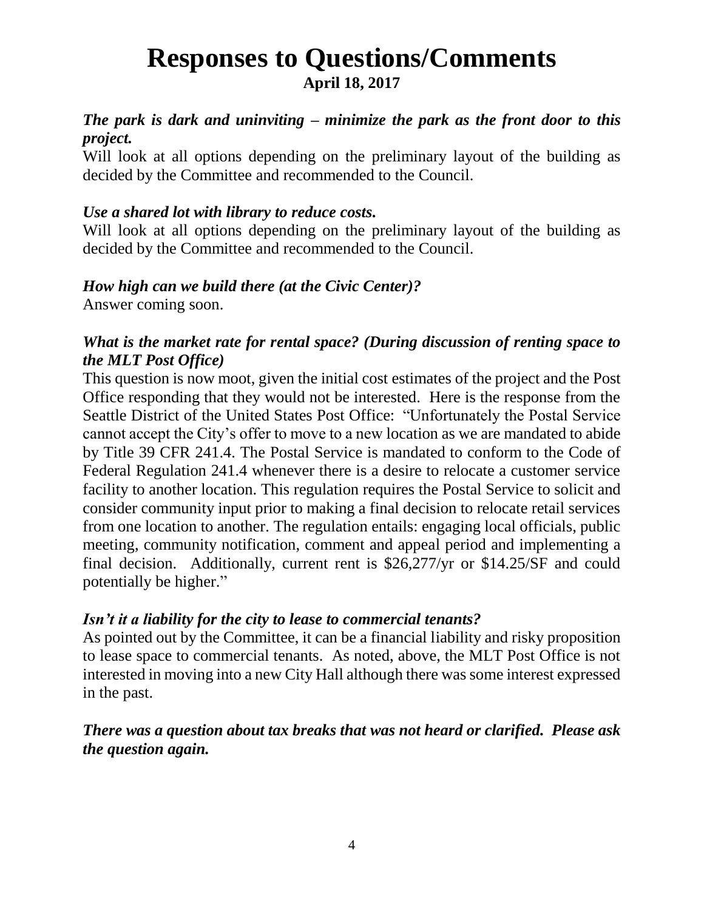# Responses to Questions/Comments

**April 18, 2017**

***The park is dark and uninviting – minimize the park as the front door to this project.***

Will look at all options depending on the preliminary layout of the building as decided by the Committee and recommended to the Council.

***Use a shared lot with library to reduce costs.***

Will look at all options depending on the preliminary layout of the building as decided by the Committee and recommended to the Council.

***How high can we build there (at the Civic Center)?***

Answer coming soon.

***What is the market rate for rental space? (During discussion of renting space to the MLT Post Office)***

This question is now moot, given the initial cost estimates of the project and the Post Office responding that they would not be interested. Here is the response from the Seattle District of the United States Post Office: "Unfortunately the Postal Service cannot accept the City's offer to move to a new location as we are mandated to abide by Title 39 CFR 241.4. The Postal Service is mandated to conform to the Code of Federal Regulation 241.4 whenever there is a desire to relocate a customer service facility to another location. This regulation requires the Postal Service to solicit and consider community input prior to making a final decision to relocate retail services from one location to another. The regulation entails: engaging local officials, public meeting, community notification, comment and appeal period and implementing a final decision. Additionally, current rent is $26,277/yr or $14.25/SF and could potentially be higher."

***Isn't it a liability for the city to lease to commercial tenants?***

As pointed out by the Committee, it can be a financial liability and risky proposition to lease space to commercial tenants. As noted, above, the MLT Post Office is not interested in moving into a new City Hall although there was some interest expressed in the past.

***There was a question about tax breaks that was not heard or clarified. Please ask the question again.***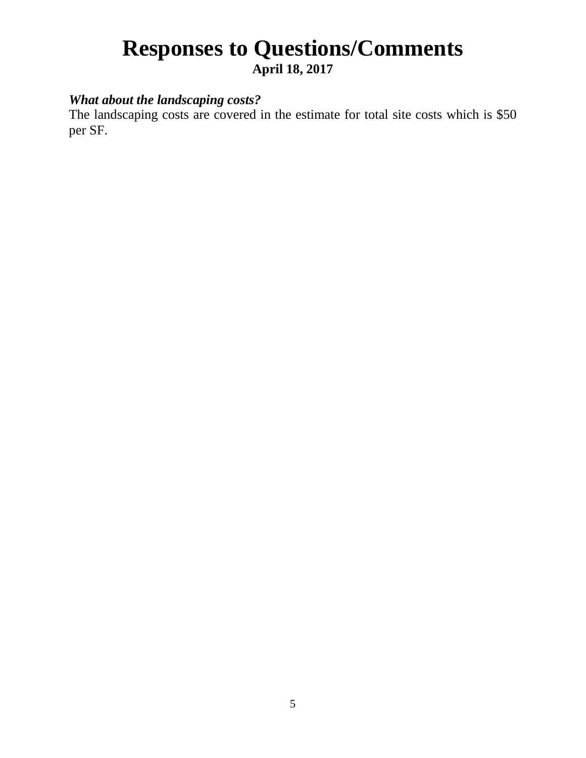# Responses to Questions/Comments

**April 18, 2017**

***What about the landscaping costs?***

The landscaping costs are covered in the estimate for total site costs which is $50 per SF.